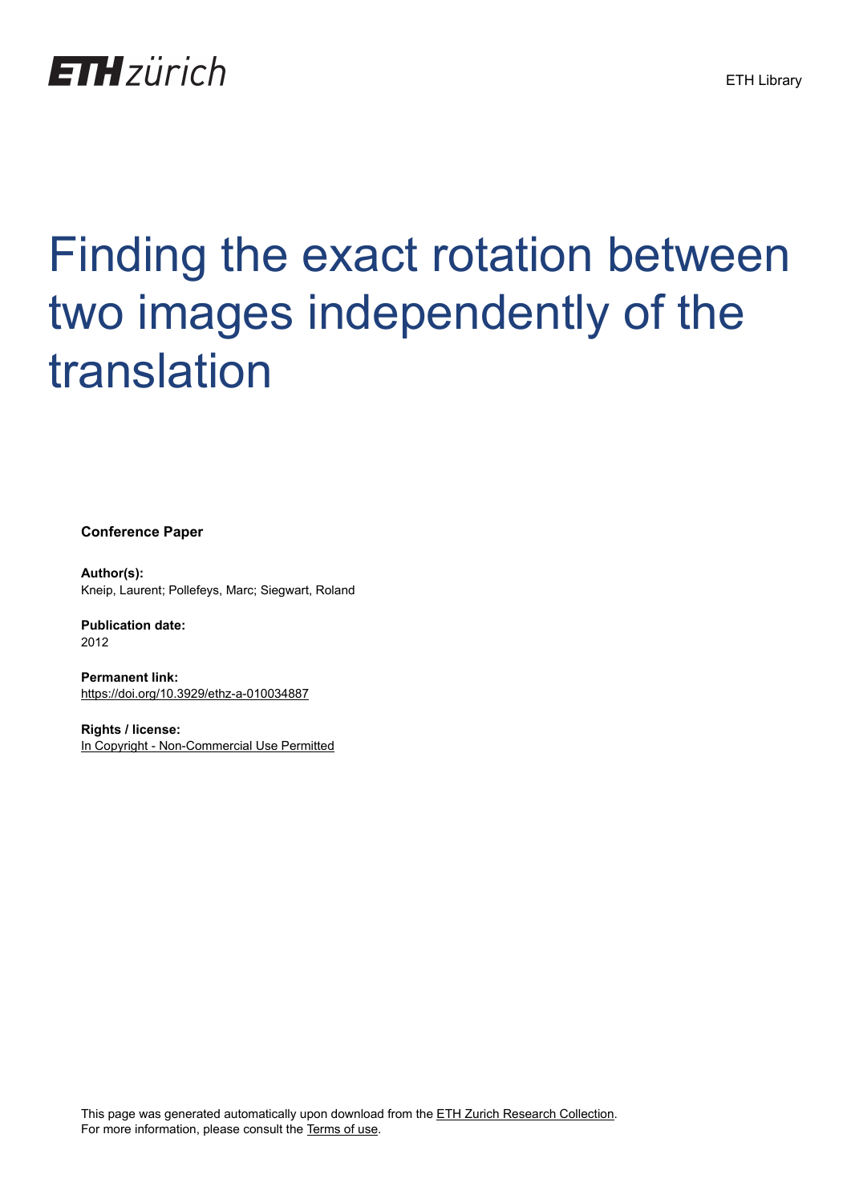ETH Library

# Finding the exact rotation between two images independently of the translation

**Conference Paper**

**Author(s):**
Kneip, Laurent; Pollefeys, Marc; Siegwart, Roland

**Publication date:**
2012

**Permanent link:**
https://doi.org/10.3929/ethz-a-010034887

**Rights / license:**
In Copyright - Non-Commercial Use Permitted

This page was generated automatically upon download from the ETH Zurich Research Collection.
For more information, please consult the Terms of use.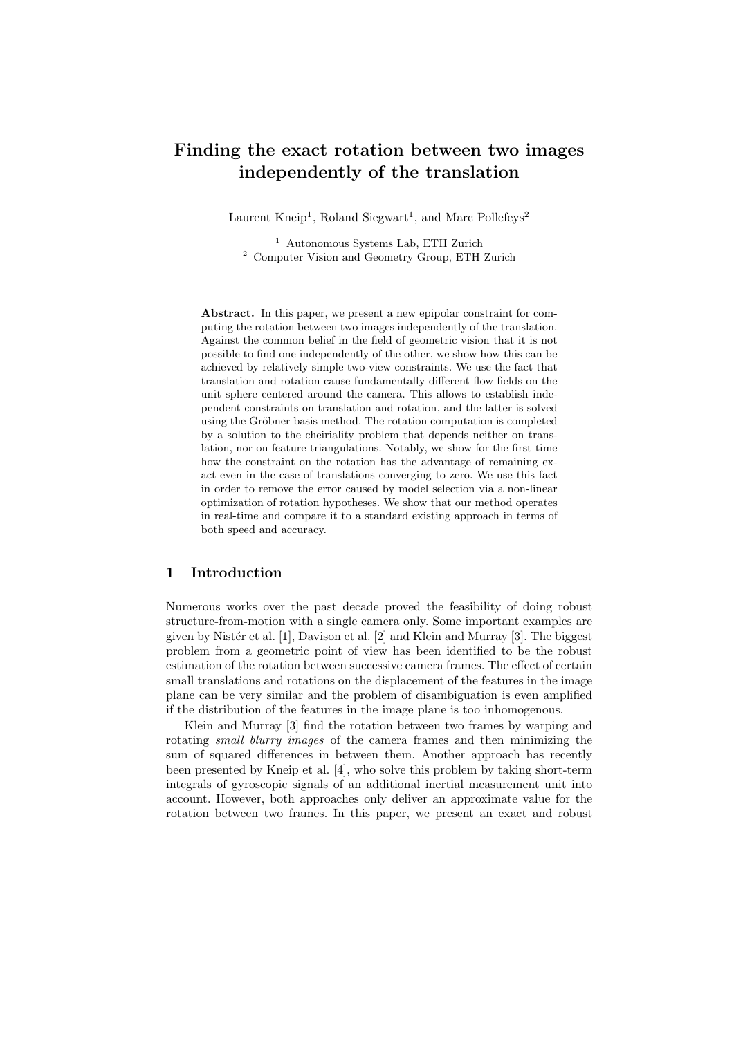# Finding the exact rotation between two images independently of the translation

Laurent Kneip[1], Roland Siegwart[1], and Marc Pollefeys[2]

[1] Autonomous Systems Lab, ETH Zurich
[2] Computer Vision and Geometry Group, ETH Zurich

**Abstract.** In this paper, we present a new epipolar constraint for computing the rotation between two images independently of the translation. Against the common belief in the field of geometric vision that it is not possible to find one independently of the other, we show how this can be achieved by relatively simple two-view constraints. We use the fact that translation and rotation cause fundamentally different flow fields on the unit sphere centered around the camera. This allows to establish independent constraints on translation and rotation, and the latter is solved using the Gröbner basis method. The rotation computation is completed by a solution to the cheiriality problem that depends neither on translation, nor on feature triangulations. Notably, we show for the first time how the constraint on the rotation has the advantage of remaining exact even in the case of translations converging to zero. We use this fact in order to remove the error caused by model selection via a non-linear optimization of rotation hypotheses. We show that our method operates in real-time and compare it to a standard existing approach in terms of both speed and accuracy.

## 1 Introduction

Numerous works over the past decade proved the feasibility of doing robust structure-from-motion with a single camera only. Some important examples are given by Nistér et al. [1], Davison et al. [2] and Klein and Murray [3]. The biggest problem from a geometric point of view has been identified to be the robust estimation of the rotation between successive camera frames. The effect of certain small translations and rotations on the displacement of the features in the image plane can be very similar and the problem of disambiguation is even amplified if the distribution of the features in the image plane is too inhomogenous.

Klein and Murray [3] find the rotation between two frames by warping and rotating *small blurry images* of the camera frames and then minimizing the sum of squared differences in between them. Another approach has recently been presented by Kneip et al. [4], who solve this problem by taking short-term integrals of gyroscopic signals of an additional inertial measurement unit into account. However, both approaches only deliver an approximate value for the rotation between two frames. In this paper, we present an exact and robust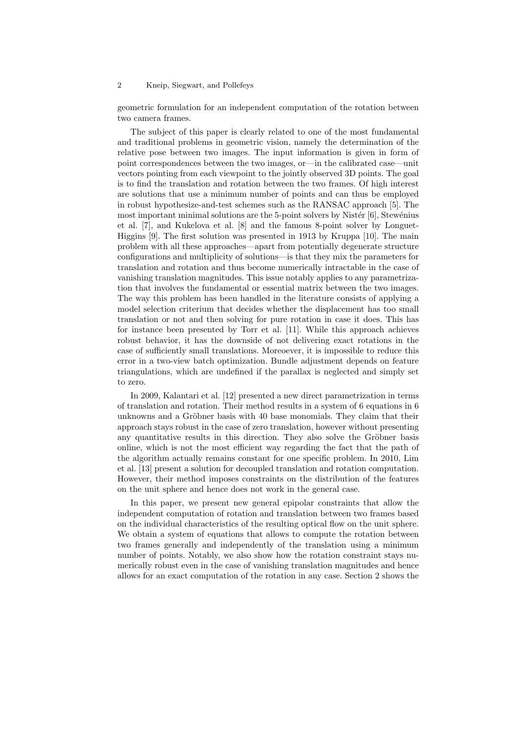geometric formulation for an independent computation of the rotation between two camera frames.

The subject of this paper is clearly related to one of the most fundamental and traditional problems in geometric vision, namely the determination of the relative pose between two images. The input information is given in form of point correspondences between the two images, or—in the calibrated case—unit vectors pointing from each viewpoint to the jointly observed 3D points. The goal is to find the translation and rotation between the two frames. Of high interest are solutions that use a minimum number of points and can thus be employed in robust hypothesize-and-test schemes such as the RANSAC approach [5]. The most important minimal solutions are the 5-point solvers by Nistér [6], Stewénius et al. [7], and Kukelova et al. [8] and the famous 8-point solver by Longuet-Higgins [9]. The first solution was presented in 1913 by Kruppa [10]. The main problem with all these approaches—apart from potentially degenerate structure configurations and multiplicity of solutions—is that they mix the parameters for translation and rotation and thus become numerically intractable in the case of vanishing translation magnitudes. This issue notably applies to any parametrization that involves the fundamental or essential matrix between the two images. The way this problem has been handled in the literature consists of applying a model selection criterium that decides whether the displacement has too small translation or not and then solving for pure rotation in case it does. This has for instance been presented by Torr et al. [11]. While this approach achieves robust behavior, it has the downside of not delivering exact rotations in the case of sufficiently small translations. Moreoever, it is impossible to reduce this error in a two-view batch optimization. Bundle adjustment depends on feature triangulations, which are undefined if the parallax is neglected and simply set to zero.

In 2009, Kalantari et al. [12] presented a new direct parametrization in terms of translation and rotation. Their method results in a system of 6 equations in 6 unknowns and a Gröbner basis with 40 base monomials. They claim that their approach stays robust in the case of zero translation, however without presenting any quantitative results in this direction. They also solve the Gröbner basis online, which is not the most efficient way regarding the fact that the path of the algorithm actually remains constant for one specific problem. In 2010, Lim et al. [13] present a solution for decoupled translation and rotation computation. However, their method imposes constraints on the distribution of the features on the unit sphere and hence does not work in the general case.

In this paper, we present new general epipolar constraints that allow the independent computation of rotation and translation between two frames based on the individual characteristics of the resulting optical flow on the unit sphere. We obtain a system of equations that allows to compute the rotation between two frames generally and independently of the translation using a minimum number of points. Notably, we also show how the rotation constraint stays numerically robust even in the case of vanishing translation magnitudes and hence allows for an exact computation of the rotation in any case. Section 2 shows the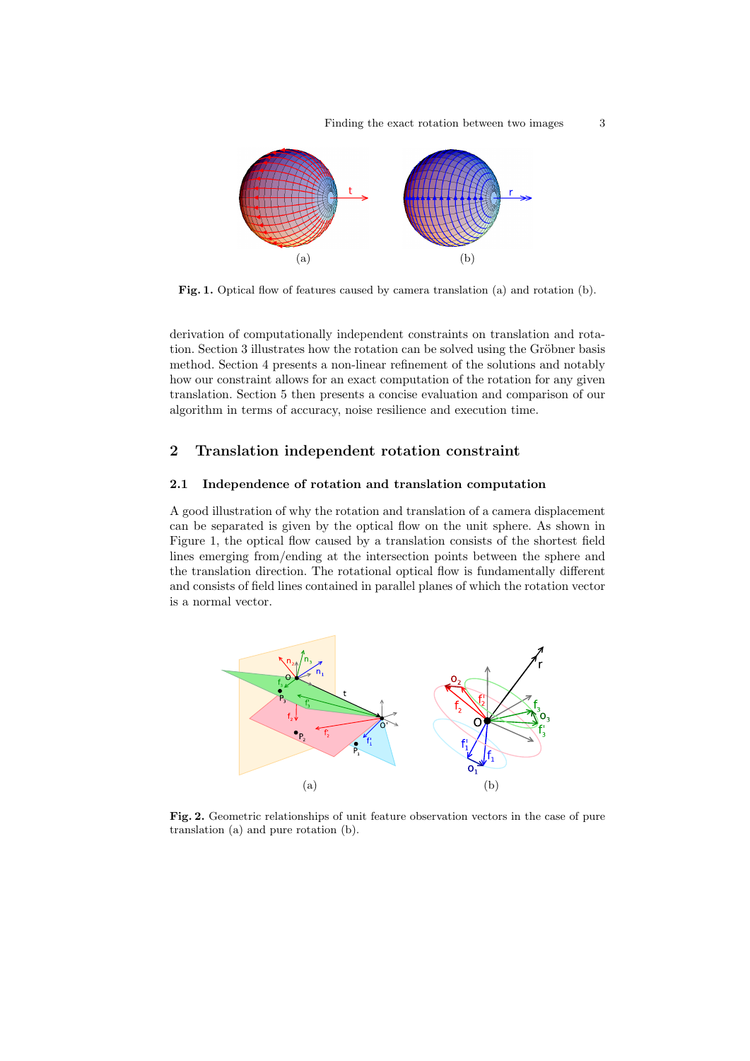Fig. 1. Optical flow of features caused by camera translation (a) and rotation (b).

derivation of computationally independent constraints on translation and rotation. Section 3 illustrates how the rotation can be solved using the Gröbner basis method. Section 4 presents a non-linear refinement of the solutions and notably how our constraint allows for an exact computation of the rotation for any given translation. Section 5 then presents a concise evaluation and comparison of our algorithm in terms of accuracy, noise resilience and execution time.

## 2 Translation independent rotation constraint

### 2.1 Independence of rotation and translation computation

A good illustration of why the rotation and translation of a camera displacement can be separated is given by the optical flow on the unit sphere. As shown in Figure 1, the optical flow caused by a translation consists of the shortest field lines emerging from/ending at the intersection points between the sphere and the translation direction. The rotational optical flow is fundamentally different and consists of field lines contained in parallel planes of which the rotation vector is a normal vector.

Fig. 2. Geometric relationships of unit feature observation vectors in the case of pure translation (a) and pure rotation (b).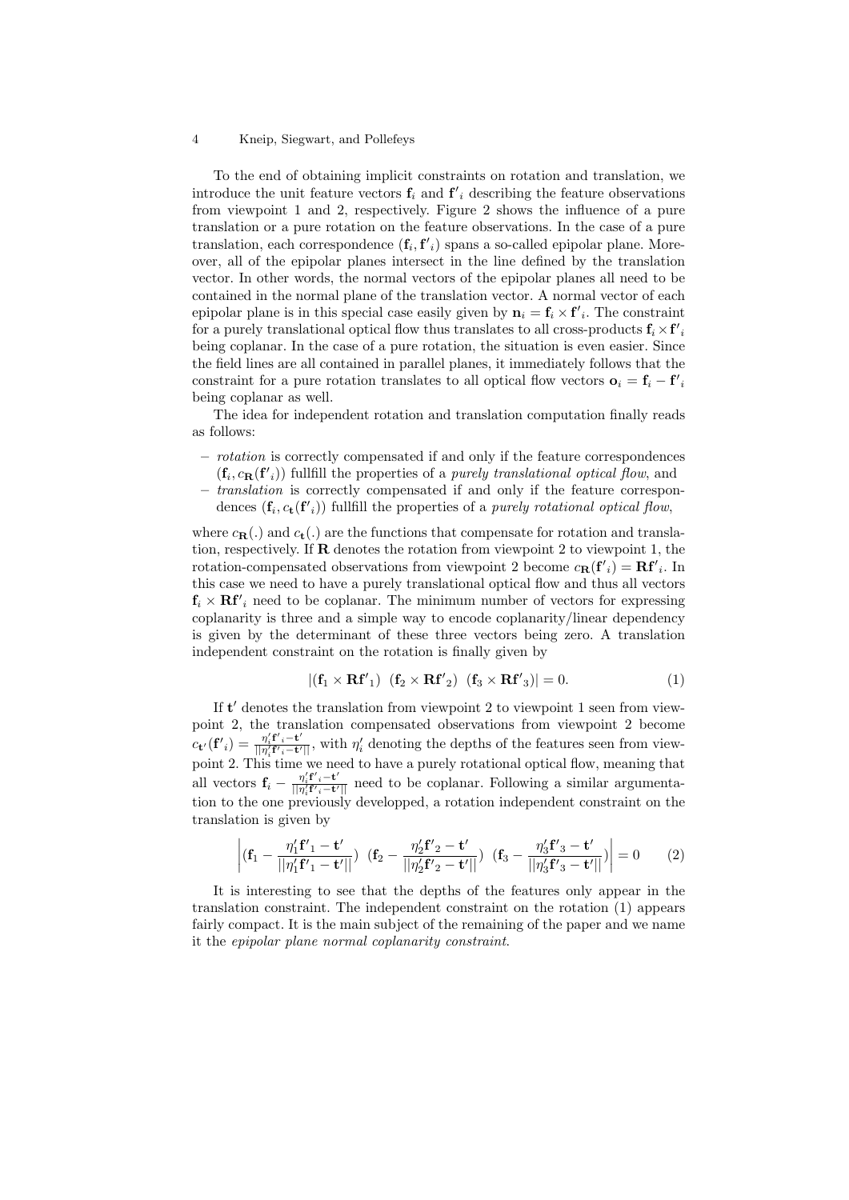To the end of obtaining implicit constraints on rotation and translation, we introduce the unit feature vectors $\mathbf{f}_i$ and $\mathbf{f'}_i$ describing the feature observations from viewpoint 1 and 2, respectively. Figure 2 shows the influence of a pure translation or a pure rotation on the feature observations. In the case of a pure translation, each correspondence $(\mathbf{f}_i, \mathbf{f'}_i)$ spans a so-called epipolar plane. Moreover, all of the epipolar planes intersect in the line defined by the translation vector. In other words, the normal vectors of the epipolar planes all need to be contained in the normal plane of the translation vector. A normal vector of each epipolar plane is in this special case easily given by $\mathbf{n}_i = \mathbf{f}_i \times \mathbf{f'}_i$. The constraint for a purely translational optical flow thus translates to all cross-products $\mathbf{f}_i \times \mathbf{f'}_i$ being coplanar. In the case of a pure rotation, the situation is even easier. Since the field lines are all contained in parallel planes, it immediately follows that the constraint for a pure rotation translates to all optical flow vectors $\mathbf{o}_i = \mathbf{f}_i - \mathbf{f'}_i$ being coplanar as well.

The idea for independent rotation and translation computation finally reads as follows:

- *rotation* is correctly compensated if and only if the feature correspondences $(\mathbf{f}_i, c_{\mathbf{R}}(\mathbf{f'}_i))$ fullfill the properties of a *purely translational optical flow*, and
- *translation* is correctly compensated if and only if the feature correspondences $(\mathbf{f}_i, c_{\mathbf{t}}(\mathbf{f'}_i))$ fullfill the properties of a *purely rotational optical flow*,

where $c_{\mathbf{R}}(.)$ and $c_{\mathbf{t}}(.)$ are the functions that compensate for rotation and translation, respectively. If $\mathbf{R}$ denotes the rotation from viewpoint 2 to viewpoint 1, the rotation-compensated observations from viewpoint 2 become $c_{\mathbf{R}}(\mathbf{f'}_i) = \mathbf{R}\mathbf{f'}_i$. In this case we need to have a purely translational optical flow and thus all vectors $\mathbf{f}_i \times \mathbf{R}\mathbf{f'}_i$ need to be coplanar. The minimum number of vectors for expressing coplanarity is three and a simple way to encode coplanarity/linear dependency is given by the determinant of these three vectors being zero. A translation independent constraint on the rotation is finally given by

$$|(\mathbf{f}_1 \times \mathbf{R}\mathbf{f'}_1) \;\; (\mathbf{f}_2 \times \mathbf{R}\mathbf{f'}_2) \;\; (\mathbf{f}_3 \times \mathbf{R}\mathbf{f'}_3)| = 0. \tag{1}$$

If $\mathbf{t'}$ denotes the translation from viewpoint 2 to viewpoint 1 seen from viewpoint 2, the translation compensated observations from viewpoint 2 become $c_{\mathbf{t'}}(\mathbf{f'}_i) = \frac{\eta'_i \mathbf{f'}_i - \mathbf{t'}}{||\eta'_i \mathbf{f'}_i - \mathbf{t'}||}$, with $\eta'_i$ denoting the depths of the features seen from viewpoint 2. This time we need to have a purely rotational optical flow, meaning that all vectors $\mathbf{f}_i - \frac{\eta'_i \mathbf{f'}_i - \mathbf{t'}}{||\eta'_i \mathbf{f'}_i - \mathbf{t'}||}$ need to be coplanar. Following a similar argumentation to the one previously developped, a rotation independent constraint on the translation is given by

$$\left|(\mathbf{f}_1 - \frac{\eta'_1 \mathbf{f'}_1 - \mathbf{t'}}{||\eta'_1 \mathbf{f'}_1 - \mathbf{t'}||}) \;\; (\mathbf{f}_2 - \frac{\eta'_2 \mathbf{f'}_2 - \mathbf{t'}}{||\eta'_2 \mathbf{f'}_2 - \mathbf{t'}||}) \;\; (\mathbf{f}_3 - \frac{\eta'_3 \mathbf{f'}_3 - \mathbf{t'}}{||\eta'_3 \mathbf{f'}_3 - \mathbf{t'}||})\right| = 0 \tag{2}$$

It is interesting to see that the depths of the features only appear in the translation constraint. The independent constraint on the rotation (1) appears fairly compact. It is the main subject of the remaining of the paper and we name it the *epipolar plane normal coplanarity constraint*.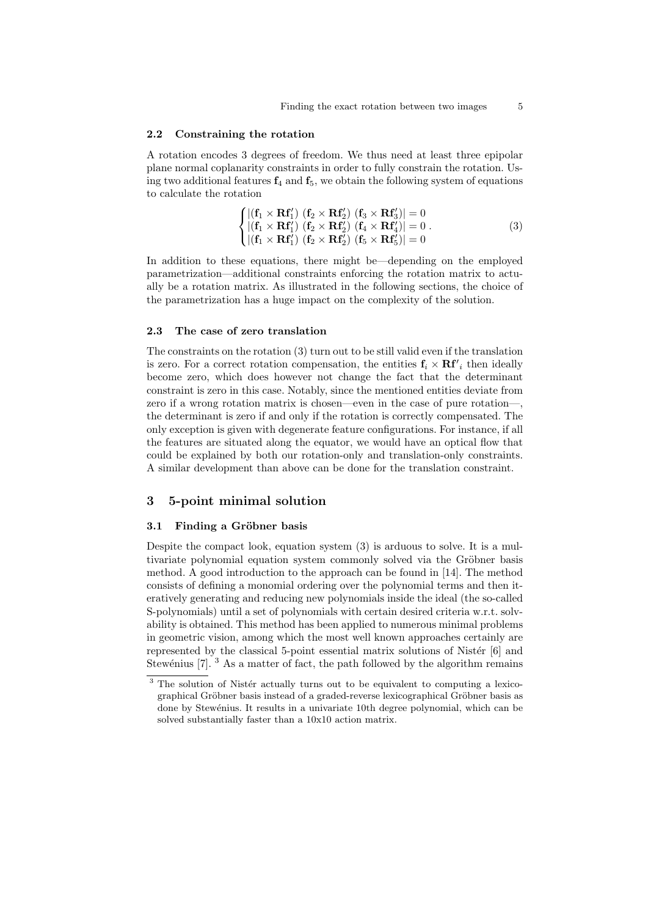### 2.2 Constraining the rotation

A rotation encodes 3 degrees of freedom. We thus need at least three epipolar plane normal coplanarity constraints in order to fully constrain the rotation. Using two additional features $\mathbf{f}_4$ and $\mathbf{f}_5$, we obtain the following system of equations to calculate the rotation

$$\begin{cases} |(\mathbf{f}_1 \times \mathbf{R}\mathbf{f}'_1) \ (\mathbf{f}_2 \times \mathbf{R}\mathbf{f}'_2) \ (\mathbf{f}_3 \times \mathbf{R}\mathbf{f}'_3)| = 0 \\ |(\mathbf{f}_1 \times \mathbf{R}\mathbf{f}'_1) \ (\mathbf{f}_2 \times \mathbf{R}\mathbf{f}'_2) \ (\mathbf{f}_4 \times \mathbf{R}\mathbf{f}'_4)| = 0 \\ |(\mathbf{f}_1 \times \mathbf{R}\mathbf{f}'_1) \ (\mathbf{f}_2 \times \mathbf{R}\mathbf{f}'_2) \ (\mathbf{f}_5 \times \mathbf{R}\mathbf{f}'_5)| = 0 \end{cases} . \tag{3}$$

In addition to these equations, there might be—depending on the employed parametrization—additional constraints enforcing the rotation matrix to actually be a rotation matrix. As illustrated in the following sections, the choice of the parametrization has a huge impact on the complexity of the solution.

### 2.3 The case of zero translation

The constraints on the rotation (3) turn out to be still valid even if the translation is zero. For a correct rotation compensation, the entities $\mathbf{f}_i \times \mathbf{R}\mathbf{f'}_i$ then ideally become zero, which does however not change the fact that the determinant constraint is zero in this case. Notably, since the mentioned entities deviate from zero if a wrong rotation matrix is chosen—even in the case of pure rotation—, the determinant is zero if and only if the rotation is correctly compensated. The only exception is given with degenerate feature configurations. For instance, if all the features are situated along the equator, we would have an optical flow that could be explained by both our rotation-only and translation-only constraints. A similar development than above can be done for the translation constraint.

## 3 5-point minimal solution

### 3.1 Finding a Gröbner basis

Despite the compact look, equation system (3) is arduous to solve. It is a multivariate polynomial equation system commonly solved via the Gröbner basis method. A good introduction to the approach can be found in [14]. The method consists of defining a monomial ordering over the polynomial terms and then iteratively generating and reducing new polynomials inside the ideal (the so-called S-polynomials) until a set of polynomials with certain desired criteria w.r.t. solvability is obtained. This method has been applied to numerous minimal problems in geometric vision, among which the most well known approaches certainly are represented by the classical 5-point essential matrix solutions of Nistér [6] and Stewénius [7]. [3] As a matter of fact, the path followed by the algorithm remains

[3] The solution of Nistér actually turns out to be equivalent to computing a lexicographical Gröbner basis instead of a graded-reverse lexicographical Gröbner basis as done by Stewénius. It results in a univariate 10th degree polynomial, which can be solved substantially faster than a 10x10 action matrix.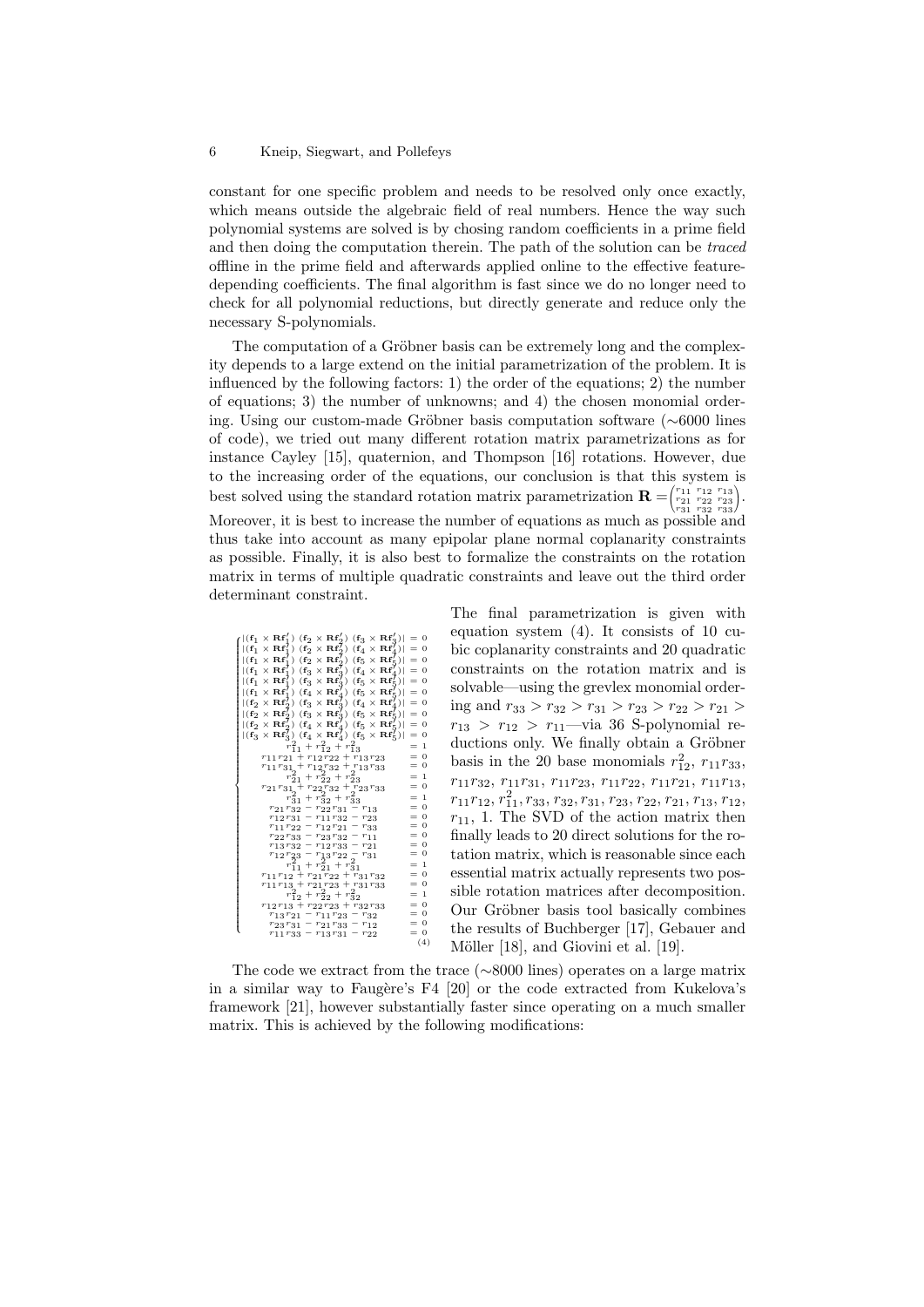constant for one specific problem and needs to be resolved only once exactly, which means outside the algebraic field of real numbers. Hence the way such polynomial systems are solved is by chosing random coefficients in a prime field and then doing the computation therein. The path of the solution can be *traced* offline in the prime field and afterwards applied online to the effective feature-depending coefficients. The final algorithm is fast since we do no longer need to check for all polynomial reductions, but directly generate and reduce only the necessary S-polynomials.

The computation of a Gröbner basis can be extremely long and the complexity depends to a large extend on the initial parametrization of the problem. It is influenced by the following factors: 1) the order of the equations; 2) the number of equations; 3) the number of unknowns; and 4) the chosen monomial ordering. Using our custom-made Gröbner basis computation software (∼6000 lines of code), we tried out many different rotation matrix parametrizations as for instance Cayley [15], quaternion, and Thompson [16] rotations. However, due to the increasing order of the equations, our conclusion is that this system is best solved using the standard rotation matrix parametrization $\mathbf{R} = \begin{pmatrix} r_{11} & r_{12} & r_{13} \\ r_{21} & r_{22} & r_{23} \\ r_{31} & r_{32} & r_{33} \end{pmatrix}$. Moreover, it is best to increase the number of equations as much as possible and thus take into account as many epipolar plane normal coplanarity constraints as possible. Finally, it is also best to formalize the constraints on the rotation matrix in terms of multiple quadratic constraints and leave out the third order determinant constraint.

$$
\left\{
\begin{array}{ll}
|(\mathbf{f}_1 \times \mathbf{R}\mathbf{f}'_1)\ (\mathbf{f}_2 \times \mathbf{R}\mathbf{f}'_2)\ (\mathbf{f}_3 \times \mathbf{R}\mathbf{f}'_3)| & = 0 \\
|(\mathbf{f}_1 \times \mathbf{R}\mathbf{f}'_1)\ (\mathbf{f}_2 \times \mathbf{R}\mathbf{f}'_2)\ (\mathbf{f}_4 \times \mathbf{R}\mathbf{f}'_4)| & = 0 \\
|(\mathbf{f}_1 \times \mathbf{R}\mathbf{f}'_1)\ (\mathbf{f}_2 \times \mathbf{R}\mathbf{f}'_2)\ (\mathbf{f}_5 \times \mathbf{R}\mathbf{f}'_5)| & = 0 \\
|(\mathbf{f}_1 \times \mathbf{R}\mathbf{f}'_1)\ (\mathbf{f}_3 \times \mathbf{R}\mathbf{f}'_3)\ (\mathbf{f}_4 \times \mathbf{R}\mathbf{f}'_4)| & = 0 \\
|(\mathbf{f}_1 \times \mathbf{R}\mathbf{f}'_1)\ (\mathbf{f}_3 \times \mathbf{R}\mathbf{f}'_3)\ (\mathbf{f}_5 \times \mathbf{R}\mathbf{f}'_5)| & = 0 \\
|(\mathbf{f}_1 \times \mathbf{R}\mathbf{f}'_1)\ (\mathbf{f}_4 \times \mathbf{R}\mathbf{f}'_4)\ (\mathbf{f}_5 \times \mathbf{R}\mathbf{f}'_5)| & = 0 \\
|(\mathbf{f}_2 \times \mathbf{R}\mathbf{f}'_2)\ (\mathbf{f}_3 \times \mathbf{R}\mathbf{f}'_3)\ (\mathbf{f}_4 \times \mathbf{R}\mathbf{f}'_4)| & = 0 \\
|(\mathbf{f}_2 \times \mathbf{R}\mathbf{f}'_2)\ (\mathbf{f}_3 \times \mathbf{R}\mathbf{f}'_3)\ (\mathbf{f}_5 \times \mathbf{R}\mathbf{f}'_5)| & = 0 \\
|(\mathbf{f}_2 \times \mathbf{R}\mathbf{f}'_2)\ (\mathbf{f}_4 \times \mathbf{R}\mathbf{f}'_4)\ (\mathbf{f}_5 \times \mathbf{R}\mathbf{f}'_5)| & = 0 \\
|(\mathbf{f}_3 \times \mathbf{R}\mathbf{f}'_3)\ (\mathbf{f}_4 \times \mathbf{R}\mathbf{f}'_4)\ (\mathbf{f}_5 \times \mathbf{R}\mathbf{f}'_5)| & = 0 \\
r_{11}^2 + r_{12}^2 + r_{13}^2 & = 1 \\
r_{11}r_{21} + r_{12}r_{22} + r_{13}r_{23} & = 0 \\
r_{11}r_{31} + r_{12}r_{32} + r_{13}r_{33} & = 0 \\
r_{21}^2 + r_{22}^2 + r_{23}^2 & = 1 \\
r_{21}r_{31} + r_{22}r_{32} + r_{23}r_{33} & = 0 \\
r_{31}^2 + r_{32}^2 + r_{33}^2 & = 1 \\
r_{21}r_{32} - r_{22}r_{31} - r_{13} & = 0 \\
r_{12}r_{31} - r_{11}r_{32} - r_{23} & = 0 \\
r_{11}r_{22} - r_{12}r_{21} - r_{33} & = 0 \\
r_{22}r_{33} - r_{23}r_{32} - r_{11} & = 0 \\
r_{13}r_{32} - r_{12}r_{33} - r_{21} & = 0 \\
r_{12}r_{23} - r_{13}r_{22} - r_{31} & = 0 \\
r_{11}^2 + r_{21}^2 + r_{31}^2 & = 1 \\
r_{11}r_{12} + r_{21}r_{22} + r_{31}r_{32} & = 0 \\
r_{11}r_{13} + r_{21}r_{23} + r_{31}r_{33} & = 0 \\
r_{12}^2 + r_{22}^2 + r_{32}^2 & = 1 \\
r_{12}r_{13} + r_{22}r_{23} + r_{32}r_{33} & = 0 \\
r_{13}r_{21} - r_{11}r_{23} - r_{32} & = 0 \\
r_{23}r_{31} - r_{21}r_{33} - r_{12} & = 0 \\
r_{11}r_{33} - r_{13}r_{31} - r_{22} & = 0
\end{array}
\right. \tag{4}
$$

The final parametrization is given with equation system (4). It consists of 10 cubic coplanarity constraints and 20 quadratic constraints on the rotation matrix and is solvable—using the grevlex monomial ordering and $r_{33} > r_{32} > r_{31} > r_{23} > r_{22} > r_{21} > r_{13} > r_{12} > r_{11}$—via 36 S-polynomial reductions only. We finally obtain a Gröbner basis in the 20 base monomials $r_{12}^2$, $r_{11}r_{33}$, $r_{11}r_{32}$, $r_{11}r_{31}$, $r_{11}r_{23}$, $r_{11}r_{22}$, $r_{11}r_{21}$, $r_{11}r_{13}$, $r_{11}r_{12}$, $r_{11}^2$, $r_{33}$, $r_{32}$, $r_{31}$, $r_{23}$, $r_{22}$, $r_{21}$, $r_{13}$, $r_{12}$, $r_{11}$, 1. The SVD of the action matrix then finally leads to 20 direct solutions for the rotation matrix, which is reasonable since each essential matrix actually represents two possible rotation matrices after decomposition. Our Gröbner basis tool basically combines the results of Buchberger [17], Gebauer and Möller [18], and Giovini et al. [19].

The code we extract from the trace (∼8000 lines) operates on a large matrix in a similar way to Faugère's F4 [20] or the code extracted from Kukelova's framework [21], however substantially faster since operating on a much smaller matrix. This is achieved by the following modifications: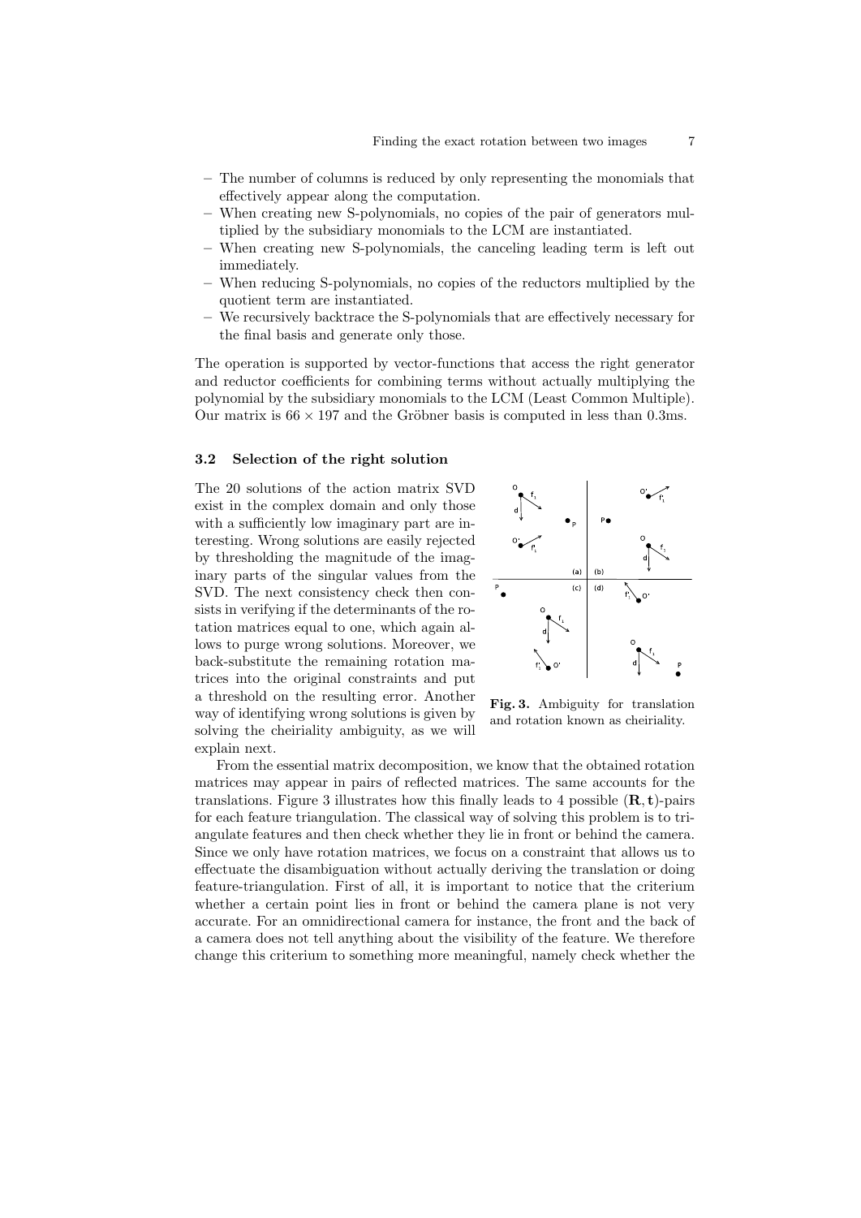- The number of columns is reduced by only representing the monomials that effectively appear along the computation.
- When creating new S-polynomials, no copies of the pair of generators multiplied by the subsidiary monomials to the LCM are instantiated.
- When creating new S-polynomials, the canceling leading term is left out immediately.
- When reducing S-polynomials, no copies of the reductors multiplied by the quotient term are instantiated.
- We recursively backtrace the S-polynomials that are effectively necessary for the final basis and generate only those.

The operation is supported by vector-functions that access the right generator and reductor coefficients for combining terms without actually multiplying the polynomial by the subsidiary monomials to the LCM (Least Common Multiple). Our matrix is $66 \times 197$ and the Gröbner basis is computed in less than 0.3ms.

### 3.2 Selection of the right solution

The 20 solutions of the action matrix SVD exist in the complex domain and only those with a sufficiently low imaginary part are interesting. Wrong solutions are easily rejected by thresholding the magnitude of the imaginary parts of the singular values from the SVD. The next consistency check then consists in verifying if the determinants of the rotation matrices equal to one, which again allows to purge wrong solutions. Moreover, we back-substitute the remaining rotation matrices into the original constraints and put a threshold on the resulting error. Another way of identifying wrong solutions is given by solving the cheiriality ambiguity, as we will explain next.

**Fig. 3.** Ambiguity for translation and rotation known as cheiriality.

From the essential matrix decomposition, we know that the obtained rotation matrices may appear in pairs of reflected matrices. The same accounts for the translations. Figure 3 illustrates how this finally leads to 4 possible $(\mathbf{R}, \mathbf{t})$-pairs for each feature triangulation. The classical way of solving this problem is to triangulate features and then check whether they lie in front or behind the camera. Since we only have rotation matrices, we focus on a constraint that allows us to effectuate the disambiguation without actually deriving the translation or doing feature-triangulation. First of all, it is important to notice that the criterium whether a certain point lies in front or behind the camera plane is not very accurate. For an omnidirectional camera for instance, the front and the back of a camera does not tell anything about the visibility of the feature. We therefore change this criterium to something more meaningful, namely check whether the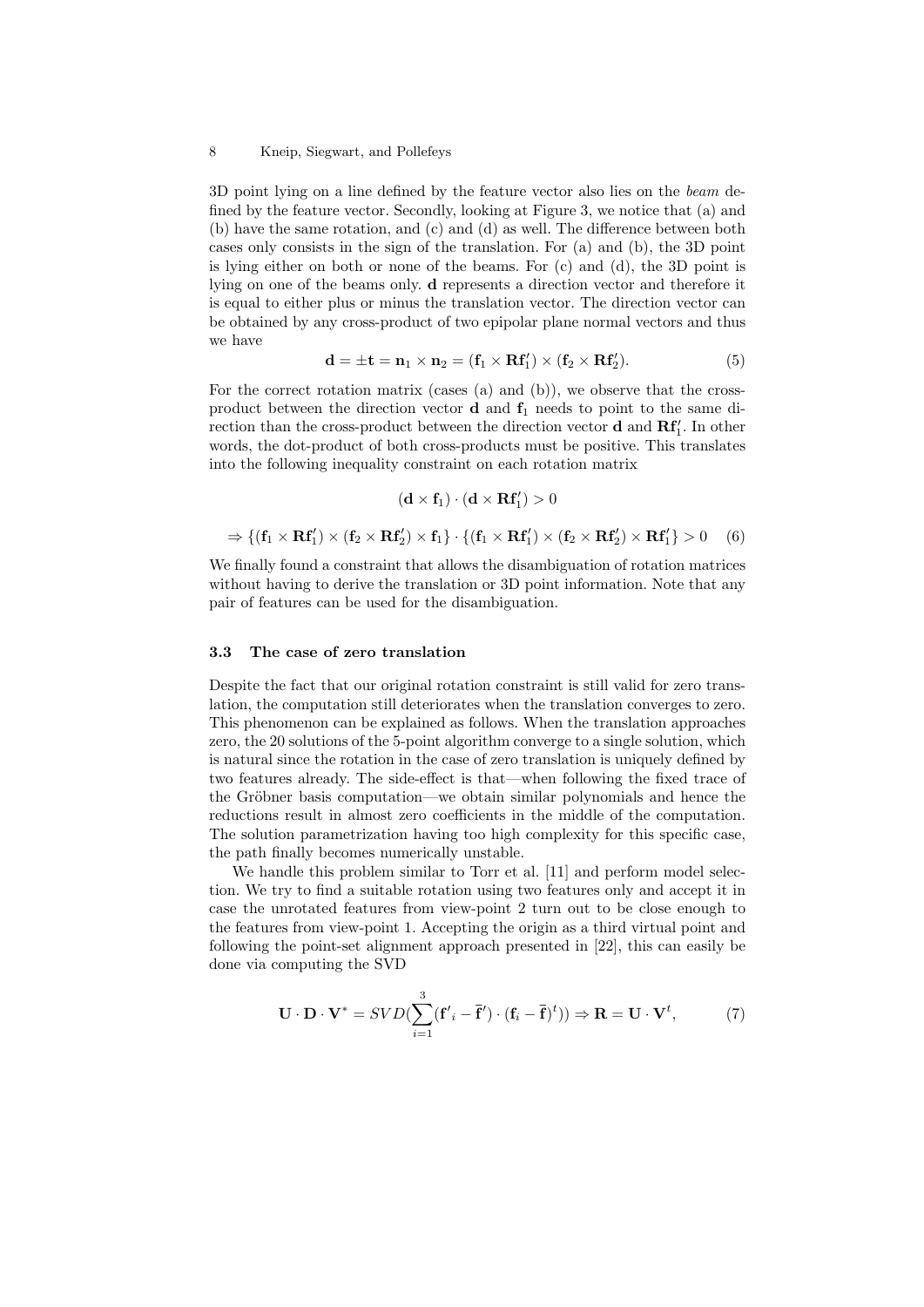3D point lying on a line defined by the feature vector also lies on the *beam* defined by the feature vector. Secondly, looking at Figure 3, we notice that (a) and (b) have the same rotation, and (c) and (d) as well. The difference between both cases only consists in the sign of the translation. For (a) and (b), the 3D point is lying either on both or none of the beams. For (c) and (d), the 3D point is lying on one of the beams only. **d** represents a direction vector and therefore it is equal to either plus or minus the translation vector. The direction vector can be obtained by any cross-product of two epipolar plane normal vectors and thus we have

$$\mathbf{d} = \pm\mathbf{t} = \mathbf{n}_1 \times \mathbf{n}_2 = (\mathbf{f}_1 \times \mathbf{R}\mathbf{f}'_1) \times (\mathbf{f}_2 \times \mathbf{R}\mathbf{f}'_2). \tag{5}$$

For the correct rotation matrix (cases (a) and (b)), we observe that the cross-product between the direction vector $\mathbf{d}$ and $\mathbf{f}_1$ needs to point to the same direction than the cross-product between the direction vector $\mathbf{d}$ and $\mathbf{R}\mathbf{f}'_1$. In other words, the dot-product of both cross-products must be positive. This translates into the following inequality constraint on each rotation matrix

$$(\mathbf{d} \times \mathbf{f}_1) \cdot (\mathbf{d} \times \mathbf{R}\mathbf{f}'_1) > 0$$

$$\Rightarrow \{(\mathbf{f}_1 \times \mathbf{R}\mathbf{f}'_1) \times (\mathbf{f}_2 \times \mathbf{R}\mathbf{f}'_2) \times \mathbf{f}_1\} \cdot \{(\mathbf{f}_1 \times \mathbf{R}\mathbf{f}'_1) \times (\mathbf{f}_2 \times \mathbf{R}\mathbf{f}'_2) \times \mathbf{R}\mathbf{f}'_1\} > 0 \tag{6}$$

We finally found a constraint that allows the disambiguation of rotation matrices without having to derive the translation or 3D point information. Note that any pair of features can be used for the disambiguation.

### 3.3 The case of zero translation

Despite the fact that our original rotation constraint is still valid for zero translation, the computation still deteriorates when the translation converges to zero. This phenomenon can be explained as follows. When the translation approaches zero, the 20 solutions of the 5-point algorithm converge to a single solution, which is natural since the rotation in the case of zero translation is uniquely defined by two features already. The side-effect is that—when following the fixed trace of the Gröbner basis computation—we obtain similar polynomials and hence the reductions result in almost zero coefficients in the middle of the computation. The solution parametrization having too high complexity for this specific case, the path finally becomes numerically unstable.

We handle this problem similar to Torr et al. [11] and perform model selection. We try to find a suitable rotation using two features only and accept it in case the unrotated features from view-point 2 turn out to be close enough to the features from view-point 1. Accepting the origin as a third virtual point and following the point-set alignment approach presented in [22], this can easily be done via computing the SVD

$$\mathbf{U} \cdot \mathbf{D} \cdot \mathbf{V}^* = SVD(\sum_{i=1}^{3}(\mathbf{f}'_i - \bar{\mathbf{f}}') \cdot (\mathbf{f}_i - \bar{\mathbf{f}})^t)) \Rightarrow \mathbf{R} = \mathbf{U} \cdot \mathbf{V}^t, \tag{7}$$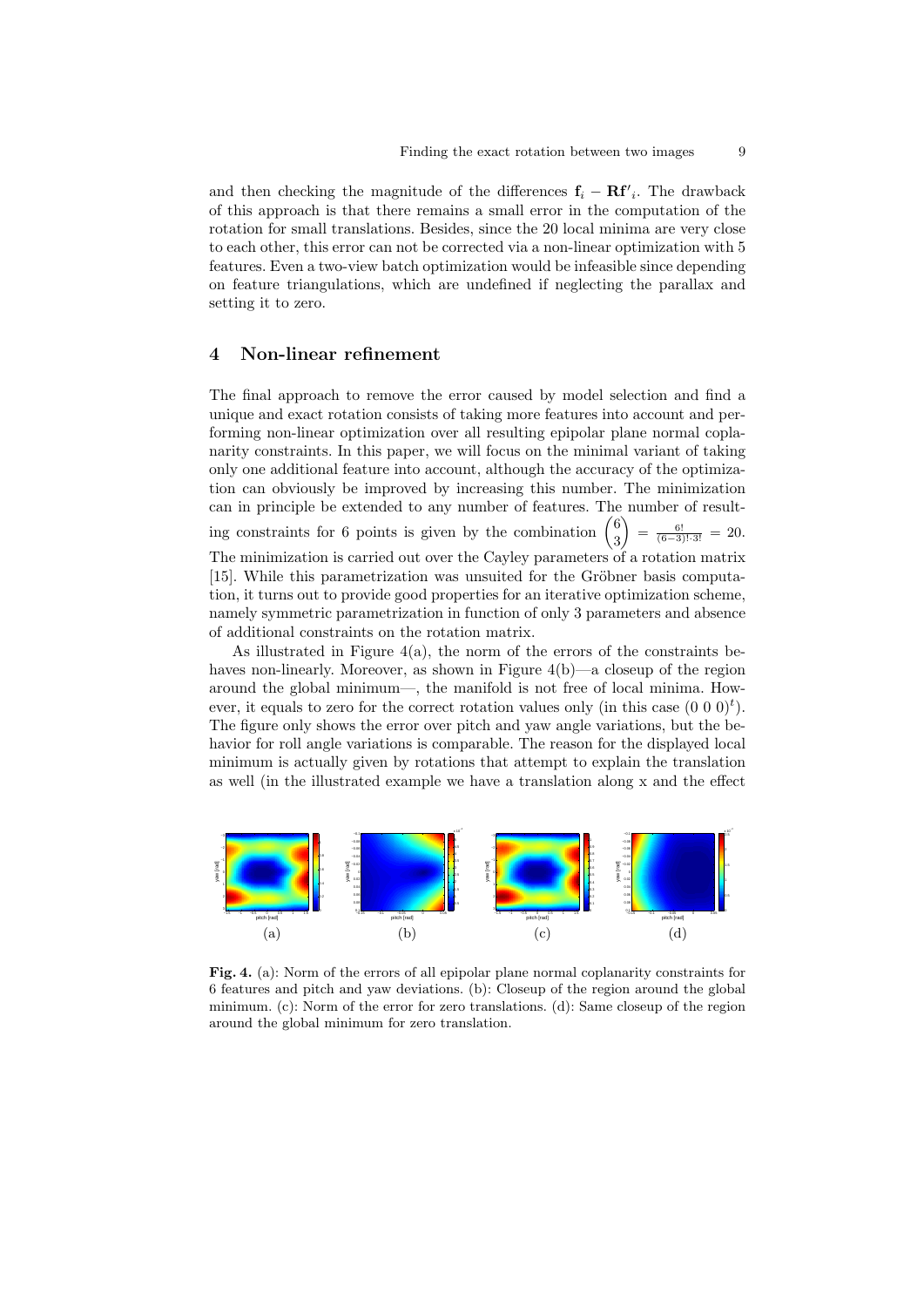and then checking the magnitude of the differences $\mathbf{f}_i - \mathbf{R}\mathbf{f}'_i$. The drawback of this approach is that there remains a small error in the computation of the rotation for small translations. Besides, since the 20 local minima are very close to each other, this error can not be corrected via a non-linear optimization with 5 features. Even a two-view batch optimization would be infeasible since depending on feature triangulations, which are undefined if neglecting the parallax and setting it to zero.

## 4 Non-linear refinement

The final approach to remove the error caused by model selection and find a unique and exact rotation consists of taking more features into account and performing non-linear optimization over all resulting epipolar plane normal coplanarity constraints. In this paper, we will focus on the minimal variant of taking only one additional feature into account, although the accuracy of the optimization can obviously be improved by increasing this number. The minimization can in principle be extended to any number of features. The number of resulting constraints for 6 points is given by the combination $\binom{6}{3} = \frac{6!}{(6-3)!\cdot 3!} = 20$. The minimization is carried out over the Cayley parameters of a rotation matrix [15]. While this parametrization was unsuited for the Gröbner basis computation, it turns out to provide good properties for an iterative optimization scheme, namely symmetric parametrization in function of only 3 parameters and absence of additional constraints on the rotation matrix.

As illustrated in Figure 4(a), the norm of the errors of the constraints behaves non-linearly. Moreover, as shown in Figure 4(b)—a closeup of the region around the global minimum—, the manifold is not free of local minima. However, it equals to zero for the correct rotation values only (in this case $(0\ 0\ 0)^t$). The figure only shows the error over pitch and yaw angle variations, but the behavior for roll angle variations is comparable. The reason for the displayed local minimum is actually given by rotations that attempt to explain the translation as well (in the illustrated example we have a translation along x and the effect

**Fig. 4.** (a): Norm of the errors of all epipolar plane normal coplanarity constraints for 6 features and pitch and yaw deviations. (b): Closeup of the region around the global minimum. (c): Norm of the error for zero translations. (d): Same closeup of the region around the global minimum for zero translation.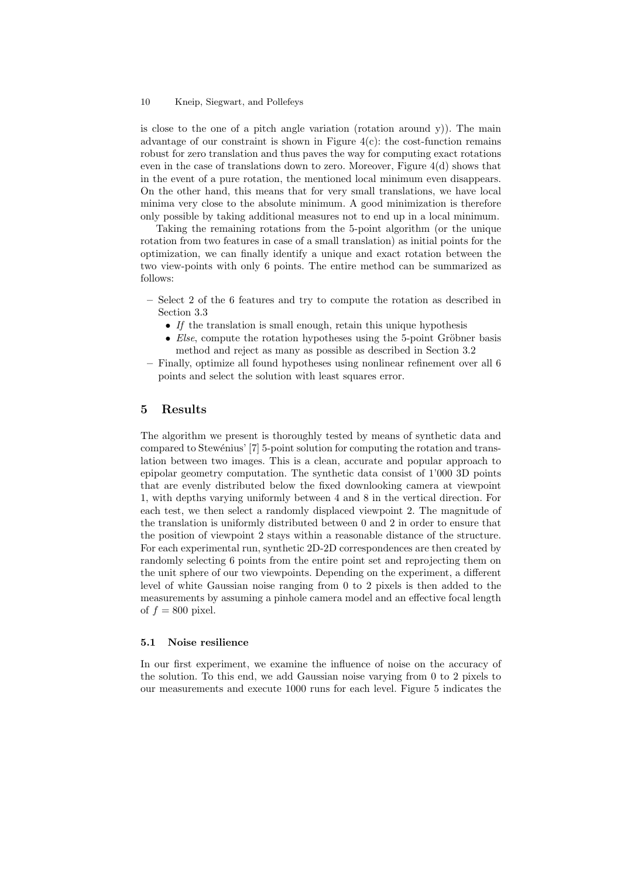is close to the one of a pitch angle variation (rotation around y)). The main advantage of our constraint is shown in Figure 4(c): the cost-function remains robust for zero translation and thus paves the way for computing exact rotations even in the case of translations down to zero. Moreover, Figure 4(d) shows that in the event of a pure rotation, the mentioned local minimum even disappears. On the other hand, this means that for very small translations, we have local minima very close to the absolute minimum. A good minimization is therefore only possible by taking additional measures not to end up in a local minimum.

Taking the remaining rotations from the 5-point algorithm (or the unique rotation from two features in case of a small translation) as initial points for the optimization, we can finally identify a unique and exact rotation between the two view-points with only 6 points. The entire method can be summarized as follows:

- Select 2 of the 6 features and try to compute the rotation as described in Section 3.3
  - *If* the translation is small enough, retain this unique hypothesis
  - *Else*, compute the rotation hypotheses using the 5-point Gröbner basis method and reject as many as possible as described in Section 3.2
- Finally, optimize all found hypotheses using nonlinear refinement over all 6 points and select the solution with least squares error.

## 5 Results

The algorithm we present is thoroughly tested by means of synthetic data and compared to Stewénius' [7] 5-point solution for computing the rotation and translation between two images. This is a clean, accurate and popular approach to epipolar geometry computation. The synthetic data consist of 1'000 3D points that are evenly distributed below the fixed downlooking camera at viewpoint 1, with depths varying uniformly between 4 and 8 in the vertical direction. For each test, we then select a randomly displaced viewpoint 2. The magnitude of the translation is uniformly distributed between 0 and 2 in order to ensure that the position of viewpoint 2 stays within a reasonable distance of the structure. For each experimental run, synthetic 2D-2D correspondences are then created by randomly selecting 6 points from the entire point set and reprojecting them on the unit sphere of our two viewpoints. Depending on the experiment, a different level of white Gaussian noise ranging from 0 to 2 pixels is then added to the measurements by assuming a pinhole camera model and an effective focal length of $f = 800$ pixel.

### 5.1 Noise resilience

In our first experiment, we examine the influence of noise on the accuracy of the solution. To this end, we add Gaussian noise varying from 0 to 2 pixels to our measurements and execute 1000 runs for each level. Figure 5 indicates the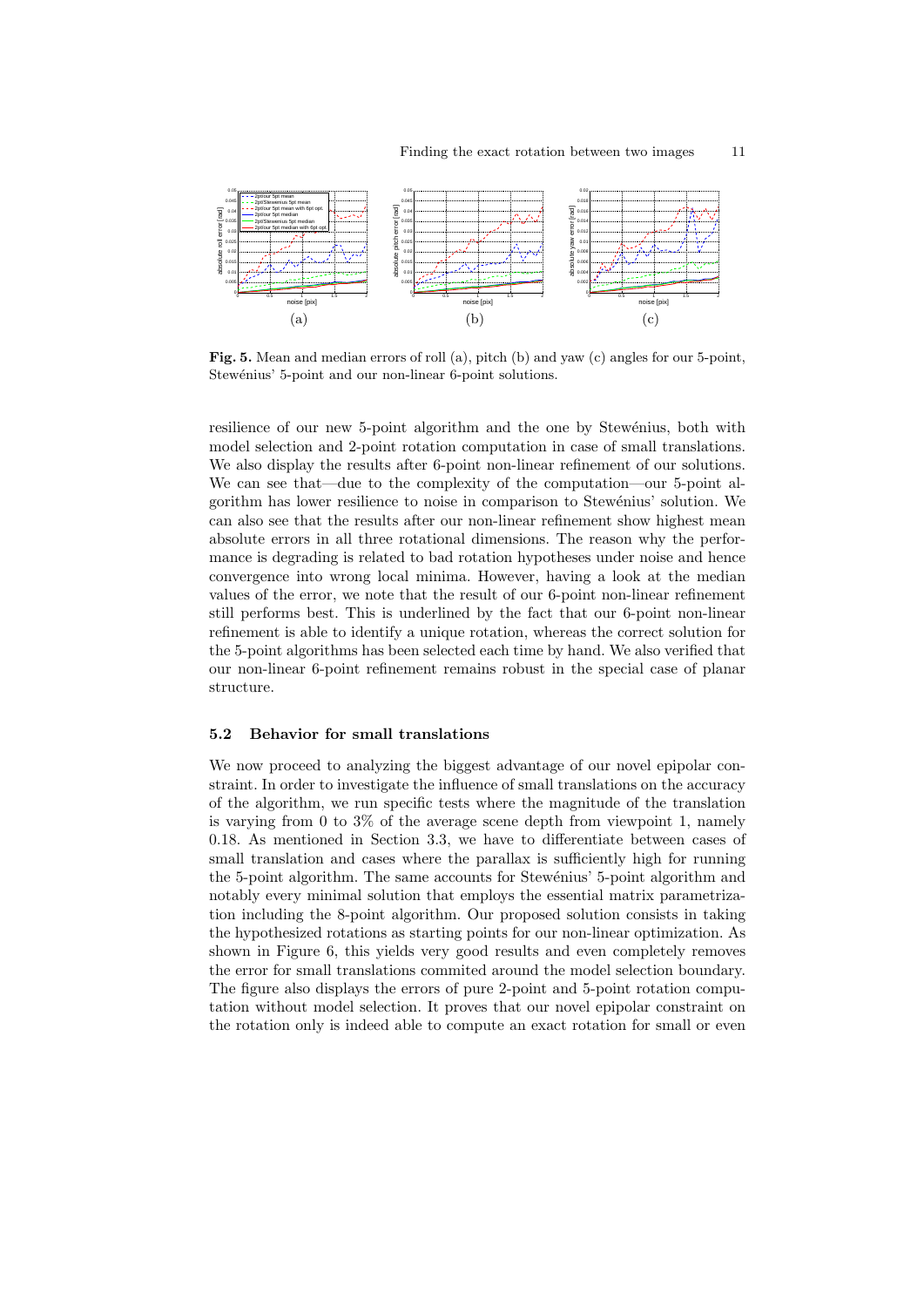**Fig. 5.** Mean and median errors of roll (a), pitch (b) and yaw (c) angles for our 5-point, Stewénius' 5-point and our non-linear 6-point solutions.

resilience of our new 5-point algorithm and the one by Stewénius, both with model selection and 2-point rotation computation in case of small translations. We also display the results after 6-point non-linear refinement of our solutions. We can see that—due to the complexity of the computation—our 5-point algorithm has lower resilience to noise in comparison to Stewénius' solution. We can also see that the results after our non-linear refinement show highest mean absolute errors in all three rotational dimensions. The reason why the performance is degrading is related to bad rotation hypotheses under noise and hence convergence into wrong local minima. However, having a look at the median values of the error, we note that the result of our 6-point non-linear refinement still performs best. This is underlined by the fact that our 6-point non-linear refinement is able to identify a unique rotation, whereas the correct solution for the 5-point algorithms has been selected each time by hand. We also verified that our non-linear 6-point refinement remains robust in the special case of planar structure.

### 5.2 Behavior for small translations

We now proceed to analyzing the biggest advantage of our novel epipolar constraint. In order to investigate the influence of small translations on the accuracy of the algorithm, we run specific tests where the magnitude of the translation is varying from 0 to 3% of the average scene depth from viewpoint 1, namely 0.18. As mentioned in Section 3.3, we have to differentiate between cases of small translation and cases where the parallax is sufficiently high for running the 5-point algorithm. The same accounts for Stewénius' 5-point algorithm and notably every minimal solution that employs the essential matrix parametrization including the 8-point algorithm. Our proposed solution consists in taking the hypothesized rotations as starting points for our non-linear optimization. As shown in Figure 6, this yields very good results and even completely removes the error for small translations commited around the model selection boundary. The figure also displays the errors of pure 2-point and 5-point rotation computation without model selection. It proves that our novel epipolar constraint on the rotation only is indeed able to compute an exact rotation for small or even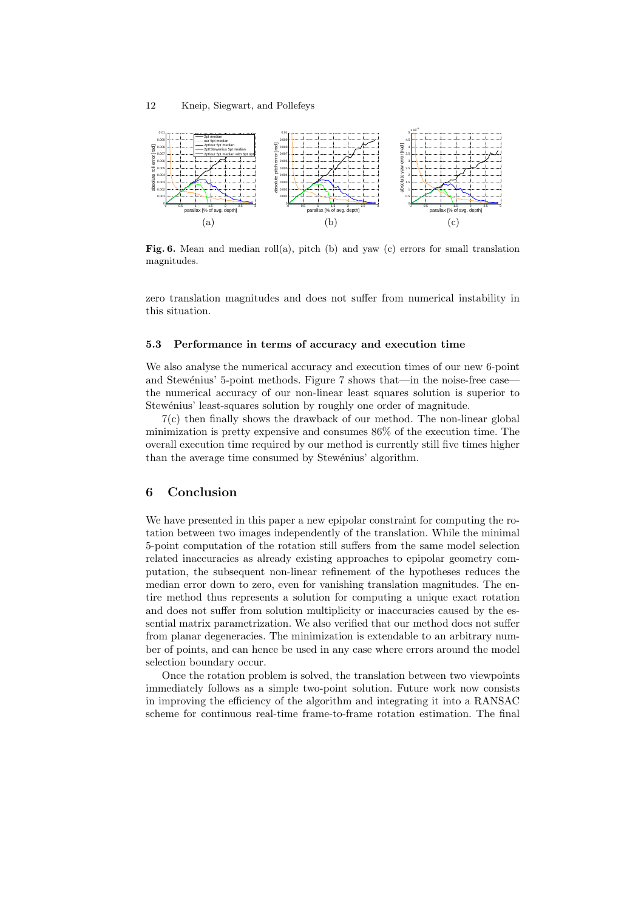(a) (b) (c)

**Fig. 6.** Mean and median roll(a), pitch (b) and yaw (c) errors for small translation magnitudes.

zero translation magnitudes and does not suffer from numerical instability in this situation.

### 5.3 Performance in terms of accuracy and execution time

We also analyse the numerical accuracy and execution times of our new 6-point and Stewénius' 5-point methods. Figure 7 shows that—in the noise-free case—the numerical accuracy of our non-linear least squares solution is superior to Stewénius' least-squares solution by roughly one order of magnitude.

7(c) then finally shows the drawback of our method. The non-linear global minimization is pretty expensive and consumes 86% of the execution time. The overall execution time required by our method is currently still five times higher than the average time consumed by Stewénius' algorithm.

## 6 Conclusion

We have presented in this paper a new epipolar constraint for computing the rotation between two images independently of the translation. While the minimal 5-point computation of the rotation still suffers from the same model selection related inaccuracies as already existing approaches to epipolar geometry computation, the subsequent non-linear refinement of the hypotheses reduces the median error down to zero, even for vanishing translation magnitudes. The entire method thus represents a solution for computing a unique exact rotation and does not suffer from solution multiplicity or inaccuracies caused by the essential matrix parametrization. We also verified that our method does not suffer from planar degeneracies. The minimization is extendable to an arbitrary number of points, and can hence be used in any case where errors around the model selection boundary occur.

Once the rotation problem is solved, the translation between two viewpoints immediately follows as a simple two-point solution. Future work now consists in improving the efficiency of the algorithm and integrating it into a RANSAC scheme for continuous real-time frame-to-frame rotation estimation. The final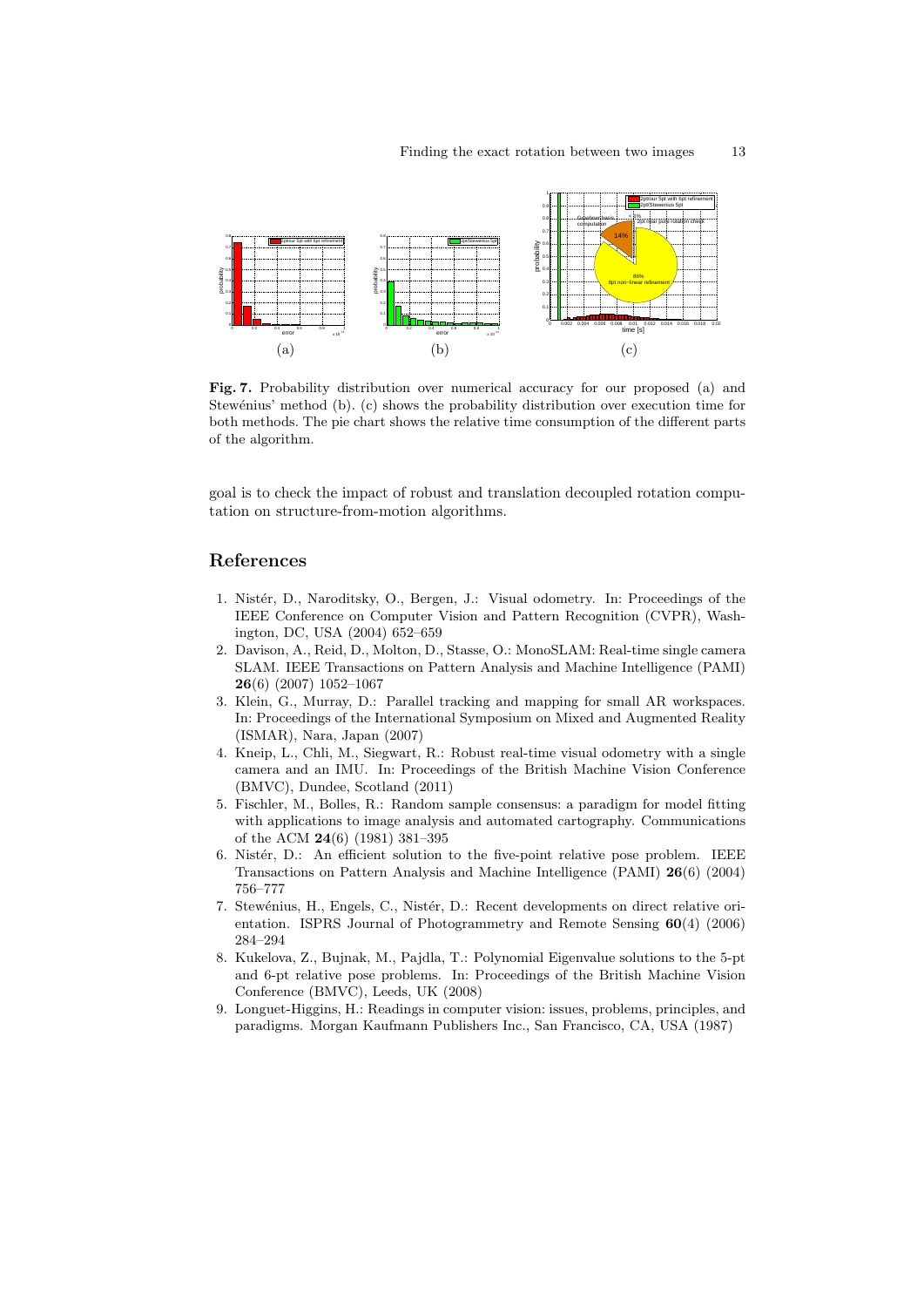**Fig. 7.** Probability distribution over numerical accuracy for our proposed (a) and Stewénius' method (b). (c) shows the probability distribution over execution time for both methods. The pie chart shows the relative time consumption of the different parts of the algorithm.

goal is to check the impact of robust and translation decoupled rotation computation on structure-from-motion algorithms.

## References

1. Nistér, D., Naroditsky, O., Bergen, J.: Visual odometry. In: Proceedings of the IEEE Conference on Computer Vision and Pattern Recognition (CVPR), Washington, DC, USA (2004) 652–659
2. Davison, A., Reid, D., Molton, D., Stasse, O.: MonoSLAM: Real-time single camera SLAM. IEEE Transactions on Pattern Analysis and Machine Intelligence (PAMI) **26**(6) (2007) 1052–1067
3. Klein, G., Murray, D.: Parallel tracking and mapping for small AR workspaces. In: Proceedings of the International Symposium on Mixed and Augmented Reality (ISMAR), Nara, Japan (2007)
4. Kneip, L., Chli, M., Siegwart, R.: Robust real-time visual odometry with a single camera and an IMU. In: Proceedings of the British Machine Vision Conference (BMVC), Dundee, Scotland (2011)
5. Fischler, M., Bolles, R.: Random sample consensus: a paradigm for model fitting with applications to image analysis and automated cartography. Communications of the ACM **24**(6) (1981) 381–395
6. Nistér, D.: An efficient solution to the five-point relative pose problem. IEEE Transactions on Pattern Analysis and Machine Intelligence (PAMI) **26**(6) (2004) 756–777
7. Stewénius, H., Engels, C., Nistér, D.: Recent developments on direct relative orientation. ISPRS Journal of Photogrammetry and Remote Sensing **60**(4) (2006) 284–294
8. Kukelova, Z., Bujnak, M., Pajdla, T.: Polynomial Eigenvalue solutions to the 5-pt and 6-pt relative pose problems. In: Proceedings of the British Machine Vision Conference (BMVC), Leeds, UK (2008)
9. Longuet-Higgins, H.: Readings in computer vision: issues, problems, principles, and paradigms. Morgan Kaufmann Publishers Inc., San Francisco, CA, USA (1987)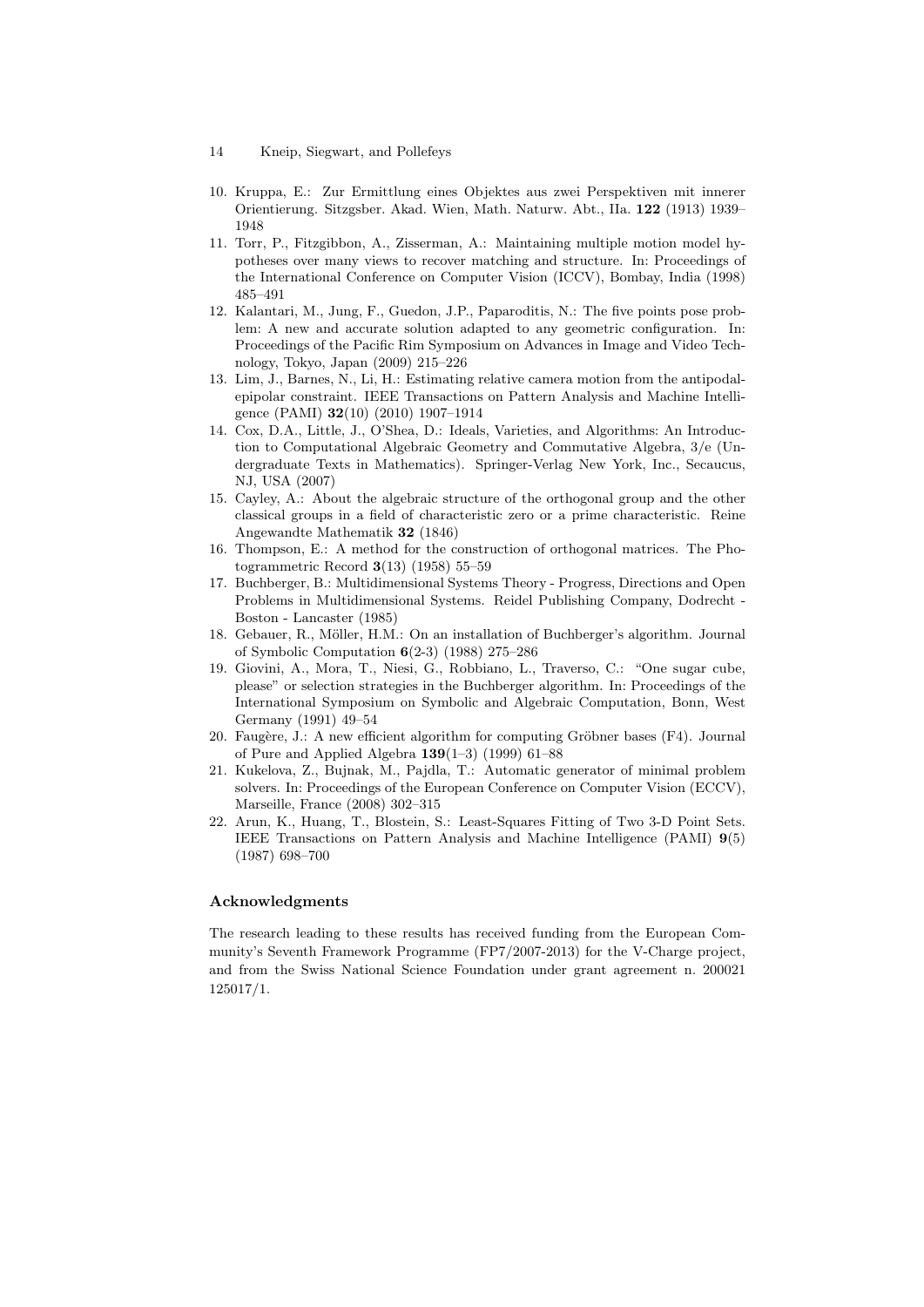10. Kruppa, E.: Zur Ermittlung eines Objektes aus zwei Perspektiven mit innerer Orientierung. Sitzgsber. Akad. Wien, Math. Naturw. Abt., IIa. **122** (1913) 1939–1948
11. Torr, P., Fitzgibbon, A., Zisserman, A.: Maintaining multiple motion model hypotheses over many views to recover matching and structure. In: Proceedings of the International Conference on Computer Vision (ICCV), Bombay, India (1998) 485–491
12. Kalantari, M., Jung, F., Guedon, J.P., Paparoditis, N.: The five points pose problem: A new and accurate solution adapted to any geometric configuration. In: Proceedings of the Pacific Rim Symposium on Advances in Image and Video Technology, Tokyo, Japan (2009) 215–226
13. Lim, J., Barnes, N., Li, H.: Estimating relative camera motion from the antipodal-epipolar constraint. IEEE Transactions on Pattern Analysis and Machine Intelligence (PAMI) **32**(10) (2010) 1907–1914
14. Cox, D.A., Little, J., O'Shea, D.: Ideals, Varieties, and Algorithms: An Introduction to Computational Algebraic Geometry and Commutative Algebra, 3/e (Undergraduate Texts in Mathematics). Springer-Verlag New York, Inc., Secaucus, NJ, USA (2007)
15. Cayley, A.: About the algebraic structure of the orthogonal group and the other classical groups in a field of characteristic zero or a prime characteristic. Reine Angewandte Mathematik **32** (1846)
16. Thompson, E.: A method for the construction of orthogonal matrices. The Photogrammetric Record **3**(13) (1958) 55–59
17. Buchberger, B.: Multidimensional Systems Theory - Progress, Directions and Open Problems in Multidimensional Systems. Reidel Publishing Company, Dodrecht - Boston - Lancaster (1985)
18. Gebauer, R., Möller, H.M.: On an installation of Buchberger's algorithm. Journal of Symbolic Computation **6**(2-3) (1988) 275–286
19. Giovini, A., Mora, T., Niesi, G., Robbiano, L., Traverso, C.: "One sugar cube, please" or selection strategies in the Buchberger algorithm. In: Proceedings of the International Symposium on Symbolic and Algebraic Computation, Bonn, West Germany (1991) 49–54
20. Faugère, J.: A new efficient algorithm for computing Gröbner bases (F4). Journal of Pure and Applied Algebra **139**(1–3) (1999) 61–88
21. Kukelova, Z., Bujnak, M., Pajdla, T.: Automatic generator of minimal problem solvers. In: Proceedings of the European Conference on Computer Vision (ECCV), Marseille, France (2008) 302–315
22. Arun, K., Huang, T., Blostein, S.: Least-Squares Fitting of Two 3-D Point Sets. IEEE Transactions on Pattern Analysis and Machine Intelligence (PAMI) **9**(5) (1987) 698–700

## Acknowledgments

The research leading to these results has received funding from the European Community's Seventh Framework Programme (FP7/2007-2013) for the V-Charge project, and from the Swiss National Science Foundation under grant agreement n. 200021 125017/1.